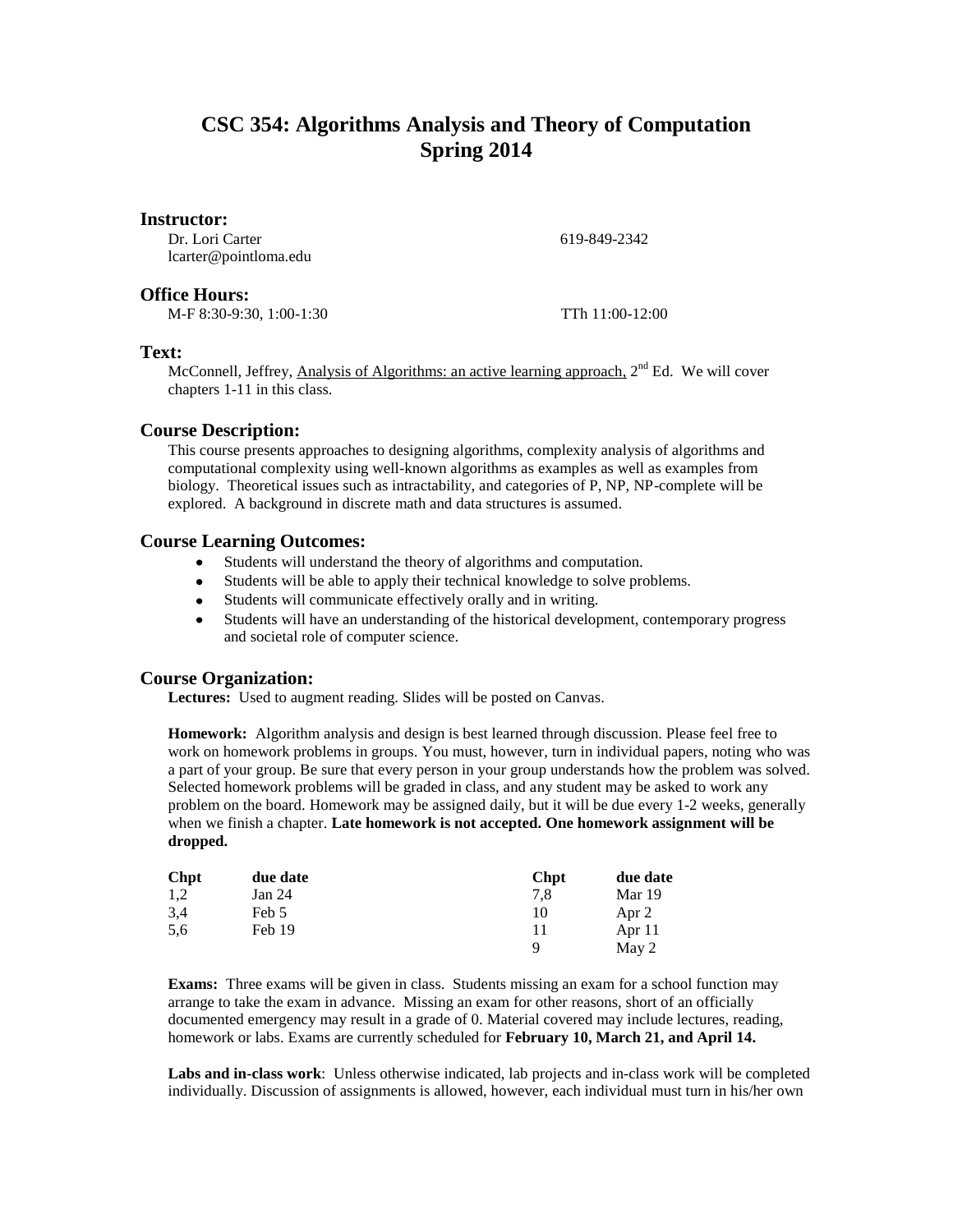# CSC 354: Algorithms Analysis and Theory of Computation
# Spring 2014

## Instructor:

Dr. Lori Carter  
619-849-2342  
lcarter@pointloma.edu

## Office Hours:

M-F 8:30-9:30, 1:00-1:30  
TTh 11:00-12:00

## Text:

McConnell, Jeffrey, Analysis of Algorithms: an active learning approach, 2nd Ed. We will cover chapters 1-11 in this class.

## Course Description:

This course presents approaches to designing algorithms, complexity analysis of algorithms and computational complexity using well-known algorithms as examples as well as examples from biology. Theoretical issues such as intractability, and categories of P, NP, NP-complete will be explored. A background in discrete math and data structures is assumed.

## Course Learning Outcomes:

- Students will understand the theory of algorithms and computation.
- Students will be able to apply their technical knowledge to solve problems.
- Students will communicate effectively orally and in writing.
- Students will have an understanding of the historical development, contemporary progress and societal role of computer science.

## Course Organization:

**Lectures:** Used to augment reading. Slides will be posted on Canvas.

**Homework:** Algorithm analysis and design is best learned through discussion. Please feel free to work on homework problems in groups. You must, however, turn in individual papers, noting who was a part of your group. Be sure that every person in your group understands how the problem was solved. Selected homework problems will be graded in class, and any student may be asked to work any problem on the board. Homework may be assigned daily, but it will be due every 1-2 weeks, generally when we finish a chapter. **Late homework is not accepted. One homework assignment will be dropped.**

| Chpt | due date | Chpt | due date |
|---|---|---|---|
| 1,2 | Jan 24 | 7,8 | Mar 19 |
| 3,4 | Feb 5 | 10 | Apr 2 |
| 5,6 | Feb 19 | 11 | Apr 11 |
| | | 9 | May 2 |

**Exams:** Three exams will be given in class. Students missing an exam for a school function may arrange to take the exam in advance. Missing an exam for other reasons, short of an officially documented emergency may result in a grade of 0. Material covered may include lectures, reading, homework or labs. Exams are currently scheduled for **February 10, March 21, and April 14.**

**Labs and in-class work**: Unless otherwise indicated, lab projects and in-class work will be completed individually. Discussion of assignments is allowed, however, each individual must turn in his/her own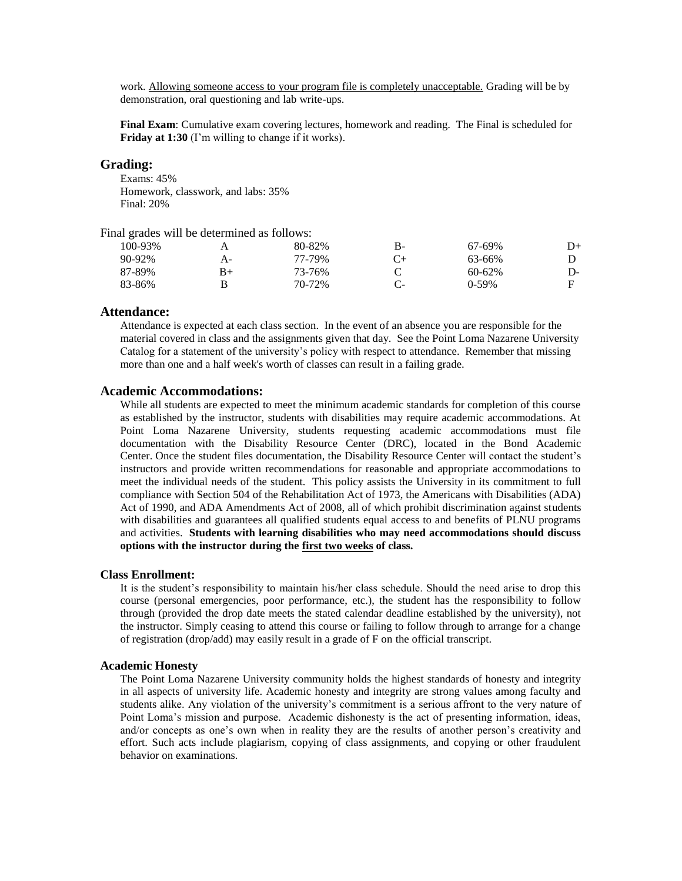work. Allowing someone access to your program file is completely unacceptable. Grading will be by demonstration, oral questioning and lab write-ups.

**Final Exam**: Cumulative exam covering lectures, homework and reading. The Final is scheduled for **Friday at 1:30** (I'm willing to change if it works).

## Grading:

Exams: 45%
Homework, classwork, and labs: 35%
Final: 20%

Final grades will be determined as follows:

| | | | | | |
|---|---|---|---|---|---|
| 100-93% | A | 80-82% | B- | 67-69% | D+ |
| 90-92% | A- | 77-79% | C+ | 63-66% | D |
| 87-89% | B+ | 73-76% | C | 60-62% | D- |
| 83-86% | B | 70-72% | C- | 0-59% | F |

## Attendance:

Attendance is expected at each class section. In the event of an absence you are responsible for the material covered in class and the assignments given that day. See the Point Loma Nazarene University Catalog for a statement of the university's policy with respect to attendance. Remember that missing more than one and a half week's worth of classes can result in a failing grade.

## Academic Accommodations:

While all students are expected to meet the minimum academic standards for completion of this course as established by the instructor, students with disabilities may require academic accommodations. At Point Loma Nazarene University, students requesting academic accommodations must file documentation with the Disability Resource Center (DRC), located in the Bond Academic Center. Once the student files documentation, the Disability Resource Center will contact the student's instructors and provide written recommendations for reasonable and appropriate accommodations to meet the individual needs of the student. This policy assists the University in its commitment to full compliance with Section 504 of the Rehabilitation Act of 1973, the Americans with Disabilities (ADA) Act of 1990, and ADA Amendments Act of 2008, all of which prohibit discrimination against students with disabilities and guarantees all qualified students equal access to and benefits of PLNU programs and activities. **Students with learning disabilities who may need accommodations should discuss options with the instructor during the first two weeks of class.**

### Class Enrollment:

It is the student's responsibility to maintain his/her class schedule. Should the need arise to drop this course (personal emergencies, poor performance, etc.), the student has the responsibility to follow through (provided the drop date meets the stated calendar deadline established by the university), not the instructor. Simply ceasing to attend this course or failing to follow through to arrange for a change of registration (drop/add) may easily result in a grade of F on the official transcript.

### Academic Honesty

The Point Loma Nazarene University community holds the highest standards of honesty and integrity in all aspects of university life. Academic honesty and integrity are strong values among faculty and students alike. Any violation of the university's commitment is a serious affront to the very nature of Point Loma's mission and purpose. Academic dishonesty is the act of presenting information, ideas, and/or concepts as one's own when in reality they are the results of another person's creativity and effort. Such acts include plagiarism, copying of class assignments, and copying or other fraudulent behavior on examinations.